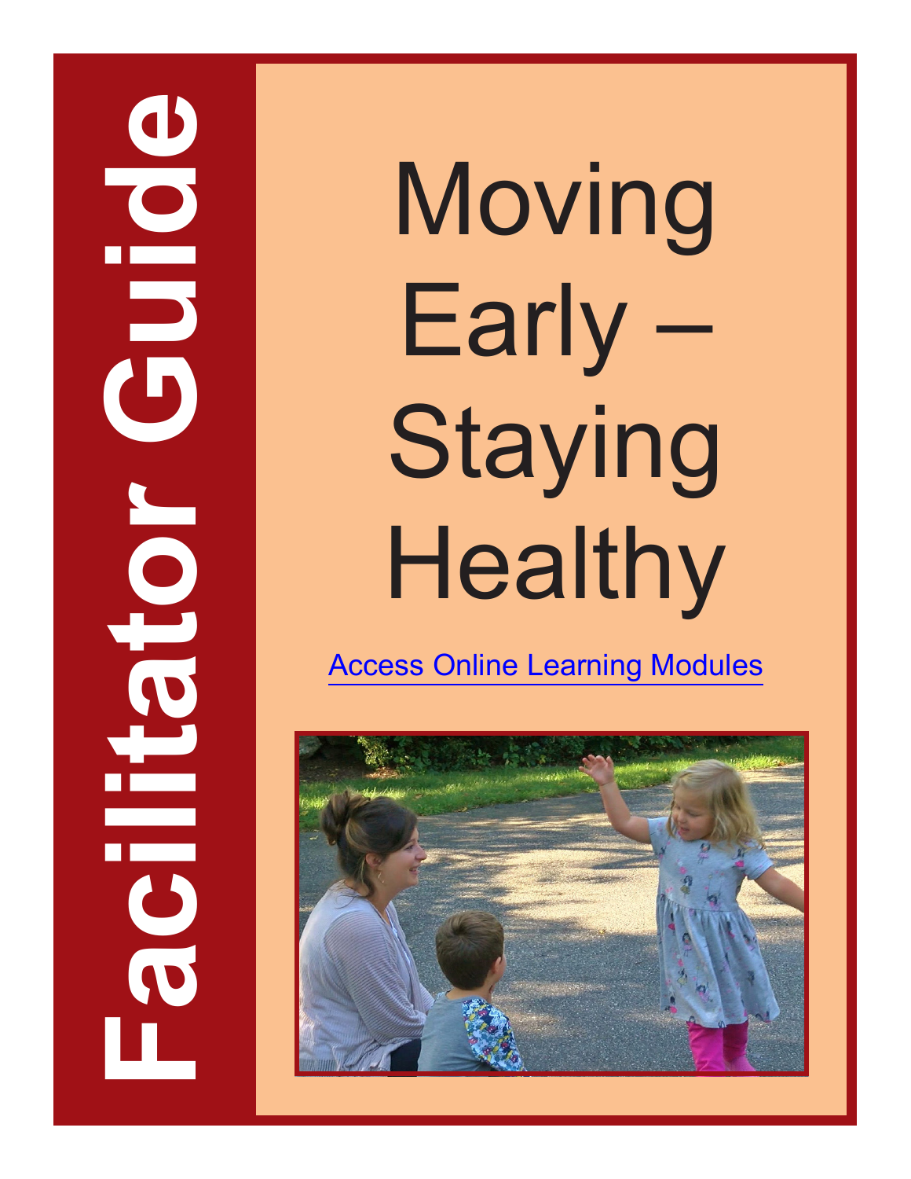# Facilitator Guide

# Moving Early – Staying Healthy

[Access Online Learning Modules]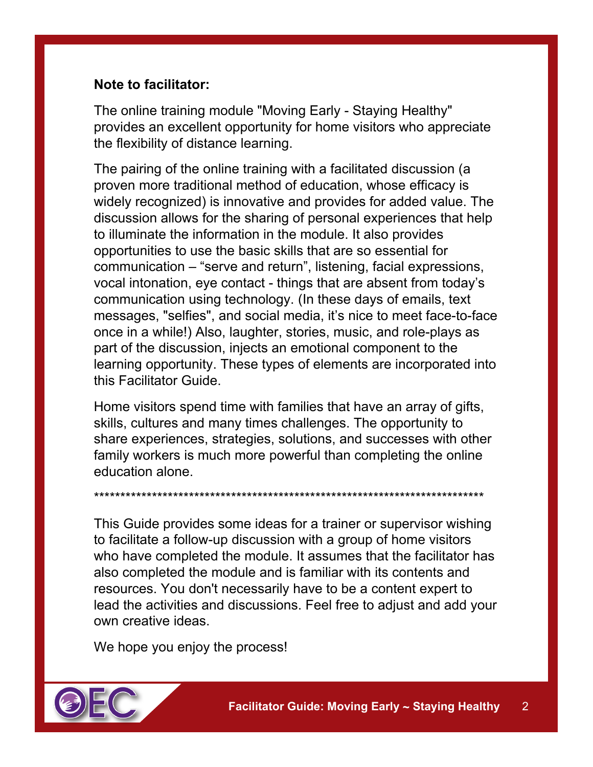**Note to facilitator:**

The online training module "Moving Early - Staying Healthy" provides an excellent opportunity for home visitors who appreciate the flexibility of distance learning.

The pairing of the online training with a facilitated discussion (a proven more traditional method of education, whose efficacy is widely recognized) is innovative and provides for added value. The discussion allows for the sharing of personal experiences that help to illuminate the information in the module. It also provides opportunities to use the basic skills that are so essential for communication – “serve and return”, listening, facial expressions, vocal intonation, eye contact - things that are absent from today’s communication using technology. (In these days of emails, text messages, "selfies", and social media, it’s nice to meet face-to-face once in a while!) Also, laughter, stories, music, and role-plays as part of the discussion, injects an emotional component to the learning opportunity. These types of elements are incorporated into this Facilitator Guide.

Home visitors spend time with families that have an array of gifts, skills, cultures and many times challenges. The opportunity to share experiences, strategies, solutions, and successes with other family workers is much more powerful than completing the online education alone.

***************************************************************************

This Guide provides some ideas for a trainer or supervisor wishing to facilitate a follow-up discussion with a group of home visitors who have completed the module. It assumes that the facilitator has also completed the module and is familiar with its contents and resources. You don't necessarily have to be a content expert to lead the activities and discussions. Feel free to adjust and add your own creative ideas.

We hope you enjoy the process!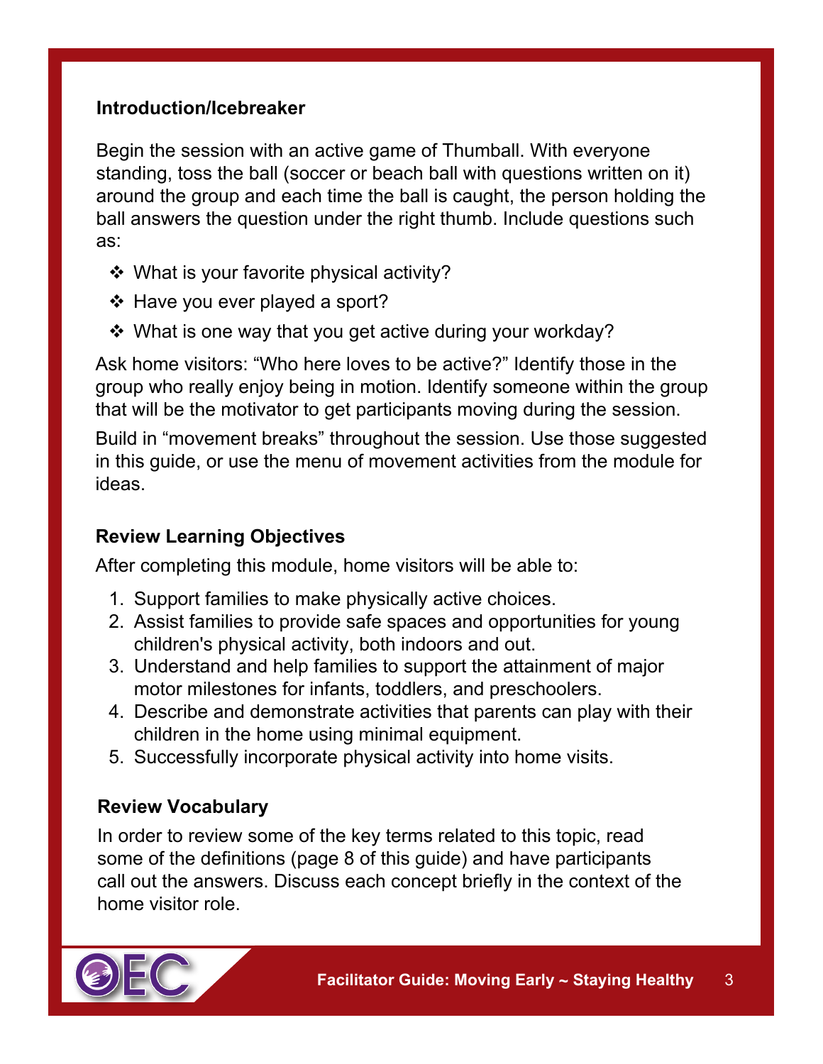### Introduction/Icebreaker

Begin the session with an active game of Thumball. With everyone standing, toss the ball (soccer or beach ball with questions written on it) around the group and each time the ball is caught, the person holding the ball answers the question under the right thumb. Include questions such as:

- What is your favorite physical activity?
- Have you ever played a sport?
- What is one way that you get active during your workday?

Ask home visitors: “Who here loves to be active?” Identify those in the group who really enjoy being in motion. Identify someone within the group that will be the motivator to get participants moving during the session.

Build in “movement breaks” throughout the session. Use those suggested in this guide, or use the menu of movement activities from the module for ideas.

### Review Learning Objectives

After completing this module, home visitors will be able to:

1. Support families to make physically active choices.
2. Assist families to provide safe spaces and opportunities for young children's physical activity, both indoors and out.
3. Understand and help families to support the attainment of major motor milestones for infants, toddlers, and preschoolers.
4. Describe and demonstrate activities that parents can play with their children in the home using minimal equipment.
5. Successfully incorporate physical activity into home visits.

### Review Vocabulary

In order to review some of the key terms related to this topic, read some of the definitions (page 8 of this guide) and have participants call out the answers. Discuss each concept briefly in the context of the home visitor role.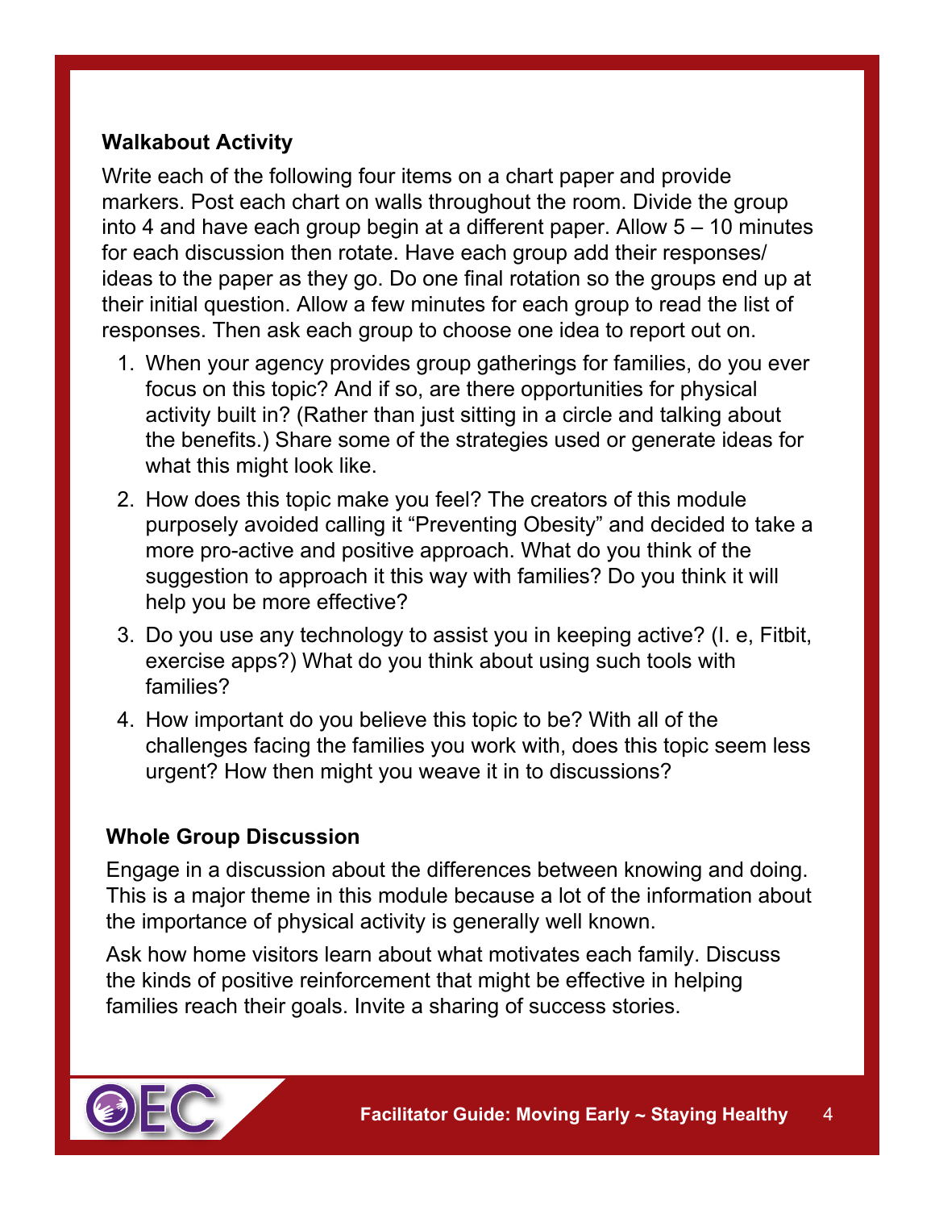## Walkabout Activity

Write each of the following four items on a chart paper and provide markers. Post each chart on walls throughout the room. Divide the group into 4 and have each group begin at a different paper. Allow 5 – 10 minutes for each discussion then rotate. Have each group add their responses/ ideas to the paper as they go. Do one final rotation so the groups end up at their initial question. Allow a few minutes for each group to read the list of responses. Then ask each group to choose one idea to report out on.

1. When your agency provides group gatherings for families, do you ever focus on this topic? And if so, are there opportunities for physical activity built in? (Rather than just sitting in a circle and talking about the benefits.) Share some of the strategies used or generate ideas for what this might look like.
2. How does this topic make you feel? The creators of this module purposely avoided calling it “Preventing Obesity” and decided to take a more pro-active and positive approach. What do you think of the suggestion to approach it this way with families? Do you think it will help you be more effective?
3. Do you use any technology to assist you in keeping active? (I. e, Fitbit, exercise apps?) What do you think about using such tools with families?
4. How important do you believe this topic to be? With all of the challenges facing the families you work with, does this topic seem less urgent? How then might you weave it in to discussions?

## Whole Group Discussion

Engage in a discussion about the differences between knowing and doing. This is a major theme in this module because a lot of the information about the importance of physical activity is generally well known.

Ask how home visitors learn about what motivates each family. Discuss the kinds of positive reinforcement that might be effective in helping families reach their goals. Invite a sharing of success stories.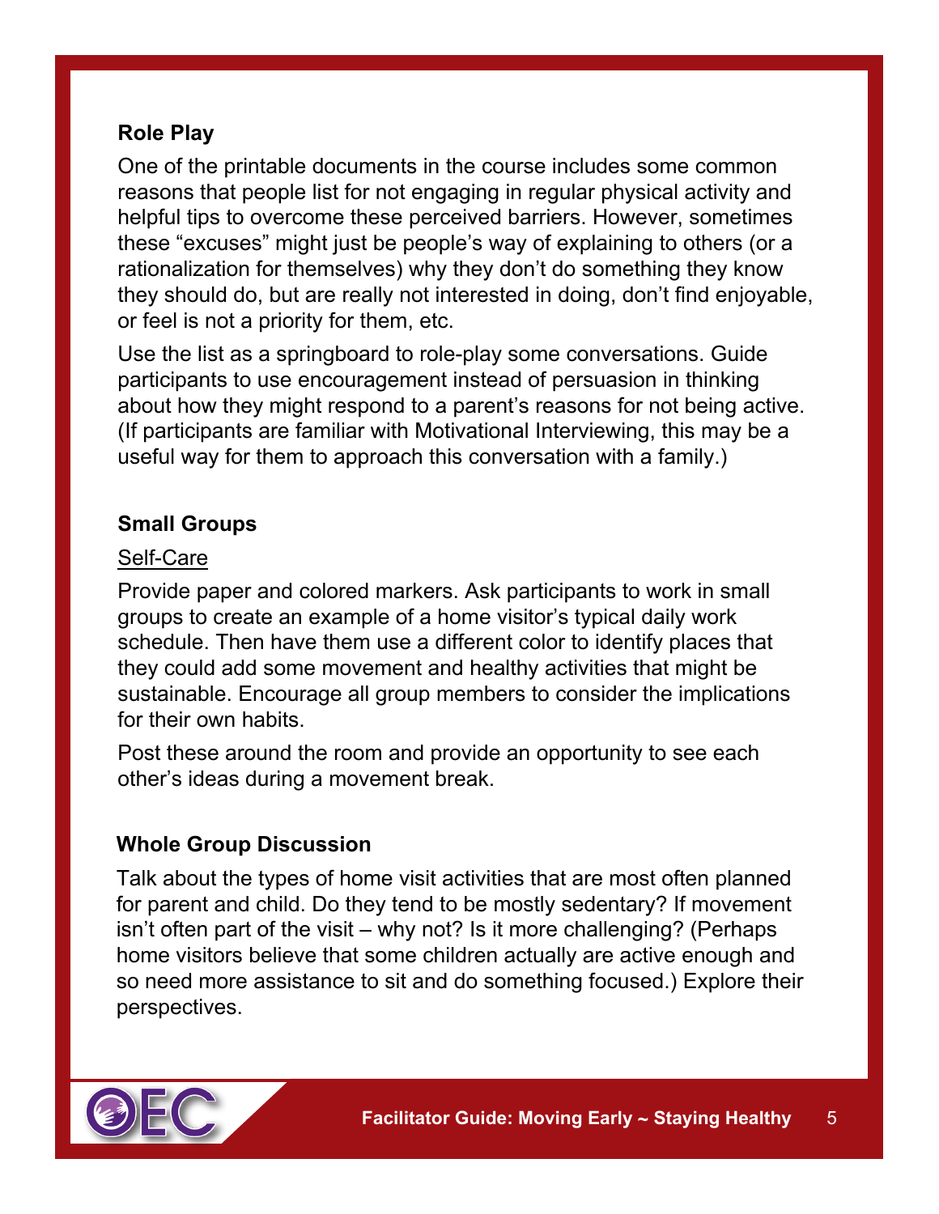### Role Play

One of the printable documents in the course includes some common reasons that people list for not engaging in regular physical activity and helpful tips to overcome these perceived barriers. However, sometimes these "excuses" might just be people's way of explaining to others (or a rationalization for themselves) why they don't do something they know they should do, but are really not interested in doing, don't find enjoyable, or feel is not a priority for them, etc.

Use the list as a springboard to role-play some conversations. Guide participants to use encouragement instead of persuasion in thinking about how they might respond to a parent's reasons for not being active. (If participants are familiar with Motivational Interviewing, this may be a useful way for them to approach this conversation with a family.)

### Small Groups

<u>Self-Care</u>

Provide paper and colored markers. Ask participants to work in small groups to create an example of a home visitor's typical daily work schedule. Then have them use a different color to identify places that they could add some movement and healthy activities that might be sustainable. Encourage all group members to consider the implications for their own habits.

Post these around the room and provide an opportunity to see each other's ideas during a movement break.

### Whole Group Discussion

Talk about the types of home visit activities that are most often planned for parent and child. Do they tend to be mostly sedentary? If movement isn't often part of the visit – why not? Is it more challenging? (Perhaps home visitors believe that some children actually are active enough and so need more assistance to sit and do something focused.) Explore their perspectives.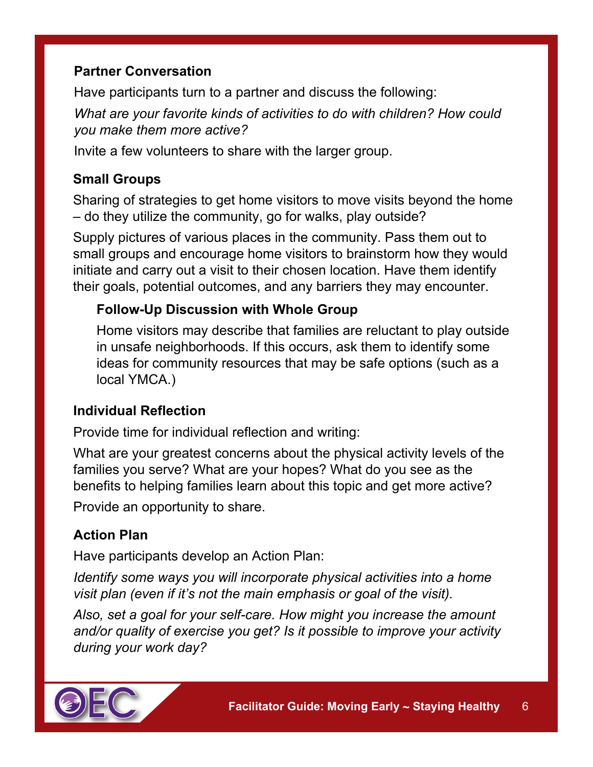**Partner Conversation**

Have participants turn to a partner and discuss the following:

*What are your favorite kinds of activities to do with children? How could you make them more active?*

Invite a few volunteers to share with the larger group.

**Small Groups**

Sharing of strategies to get home visitors to move visits beyond the home – do they utilize the community, go for walks, play outside?

Supply pictures of various places in the community. Pass them out to small groups and encourage home visitors to brainstorm how they would initiate and carry out a visit to their chosen location. Have them identify their goals, potential outcomes, and any barriers they may encounter.

**Follow-Up Discussion with Whole Group**

Home visitors may describe that families are reluctant to play outside in unsafe neighborhoods. If this occurs, ask them to identify some ideas for community resources that may be safe options (such as a local YMCA.)

**Individual Reflection**

Provide time for individual reflection and writing:

What are your greatest concerns about the physical activity levels of the families you serve? What are your hopes? What do you see as the benefits to helping families learn about this topic and get more active?

Provide an opportunity to share.

**Action Plan**

Have participants develop an Action Plan:

*Identify some ways you will incorporate physical activities into a home visit plan (even if it's not the main emphasis or goal of the visit).*

*Also, set a goal for your self-care. How might you increase the amount and/or quality of exercise you get? Is it possible to improve your activity during your work day?*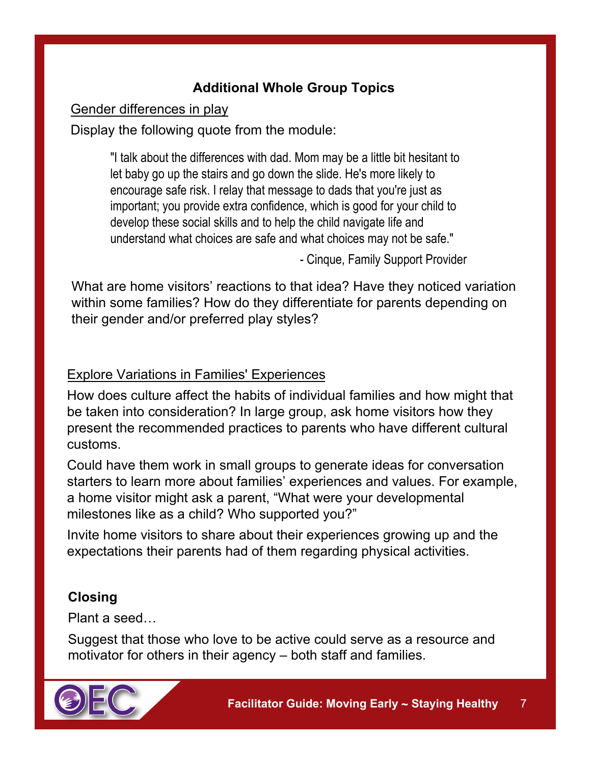## Additional Whole Group Topics

Gender differences in play

Display the following quote from the module:

> "I talk about the differences with dad. Mom may be a little bit hesitant to let baby go up the stairs and go down the slide. He's more likely to encourage safe risk. I relay that message to dads that you're just as important; you provide extra confidence, which is good for your child to develop these social skills and to help the child navigate life and understand what choices are safe and what choices may not be safe."
>
> - Cinque, Family Support Provider

What are home visitors' reactions to that idea? Have they noticed variation within some families? How do they differentiate for parents depending on their gender and/or preferred play styles?

Explore Variations in Families' Experiences

How does culture affect the habits of individual families and how might that be taken into consideration? In large group, ask home visitors how they present the recommended practices to parents who have different cultural customs.

Could have them work in small groups to generate ideas for conversation starters to learn more about families' experiences and values. For example, a home visitor might ask a parent, "What were your developmental milestones like as a child? Who supported you?"

Invite home visitors to share about their experiences growing up and the expectations their parents had of them regarding physical activities.

### Closing

Plant a seed…

Suggest that those who love to be active could serve as a resource and motivator for others in their agency – both staff and families.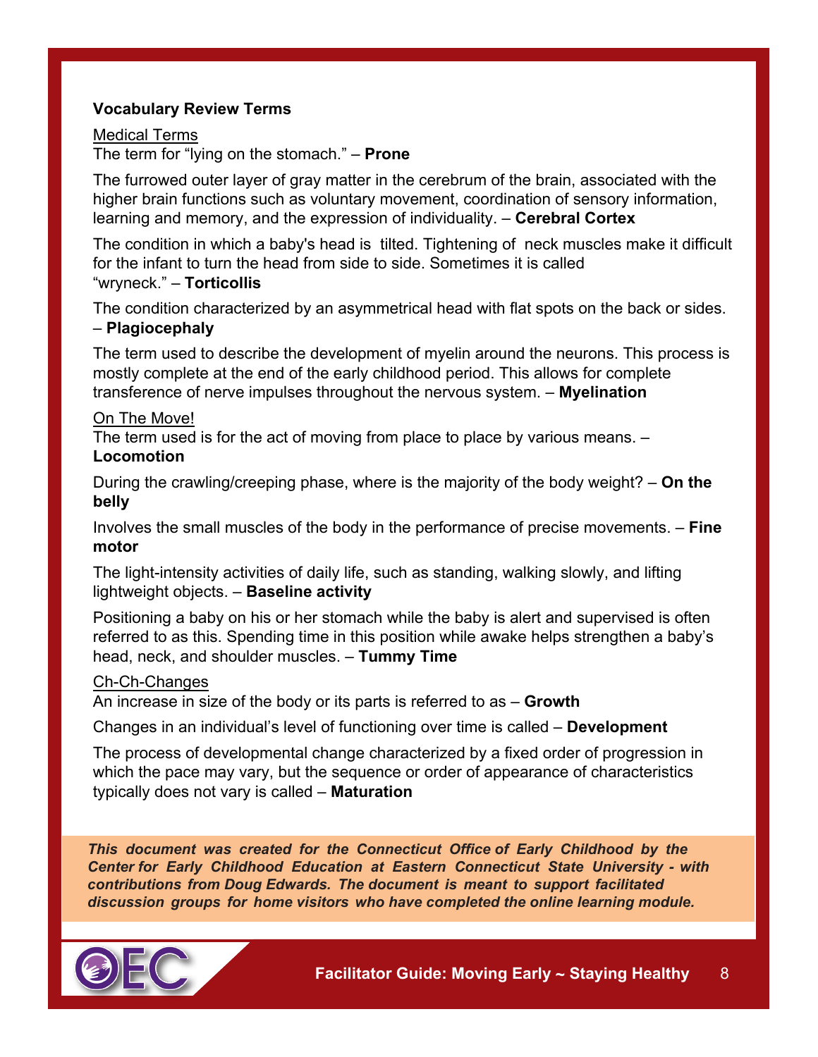**Vocabulary Review Terms**

Medical Terms

The term for "lying on the stomach." – **Prone**

The furrowed outer layer of gray matter in the cerebrum of the brain, associated with the higher brain functions such as voluntary movement, coordination of sensory information, learning and memory, and the expression of individuality. – **Cerebral Cortex**

The condition in which a baby's head is tilted. Tightening of neck muscles make it difficult for the infant to turn the head from side to side. Sometimes it is called "wryneck." – **Torticollis**

The condition characterized by an asymmetrical head with flat spots on the back or sides. – **Plagiocephaly**

The term used to describe the development of myelin around the neurons. This process is mostly complete at the end of the early childhood period. This allows for complete transference of nerve impulses throughout the nervous system. – **Myelination**

On The Move!

The term used is for the act of moving from place to place by various means. – **Locomotion**

During the crawling/creeping phase, where is the majority of the body weight? – **On the belly**

Involves the small muscles of the body in the performance of precise movements. – **Fine motor**

The light-intensity activities of daily life, such as standing, walking slowly, and lifting lightweight objects. – **Baseline activity**

Positioning a baby on his or her stomach while the baby is alert and supervised is often referred to as this. Spending time in this position while awake helps strengthen a baby's head, neck, and shoulder muscles. – **Tummy Time**

Ch-Ch-Changes

An increase in size of the body or its parts is referred to as – **Growth**

Changes in an individual's level of functioning over time is called – **Development**

The process of developmental change characterized by a fixed order of progression in which the pace may vary, but the sequence or order of appearance of characteristics typically does not vary is called – **Maturation**

***This document was created for the Connecticut Office of Early Childhood by the Center for Early Childhood Education at Eastern Connecticut State University - with contributions from Doug Edwards. The document is meant to support facilitated discussion groups for home visitors who have completed the online learning module.***